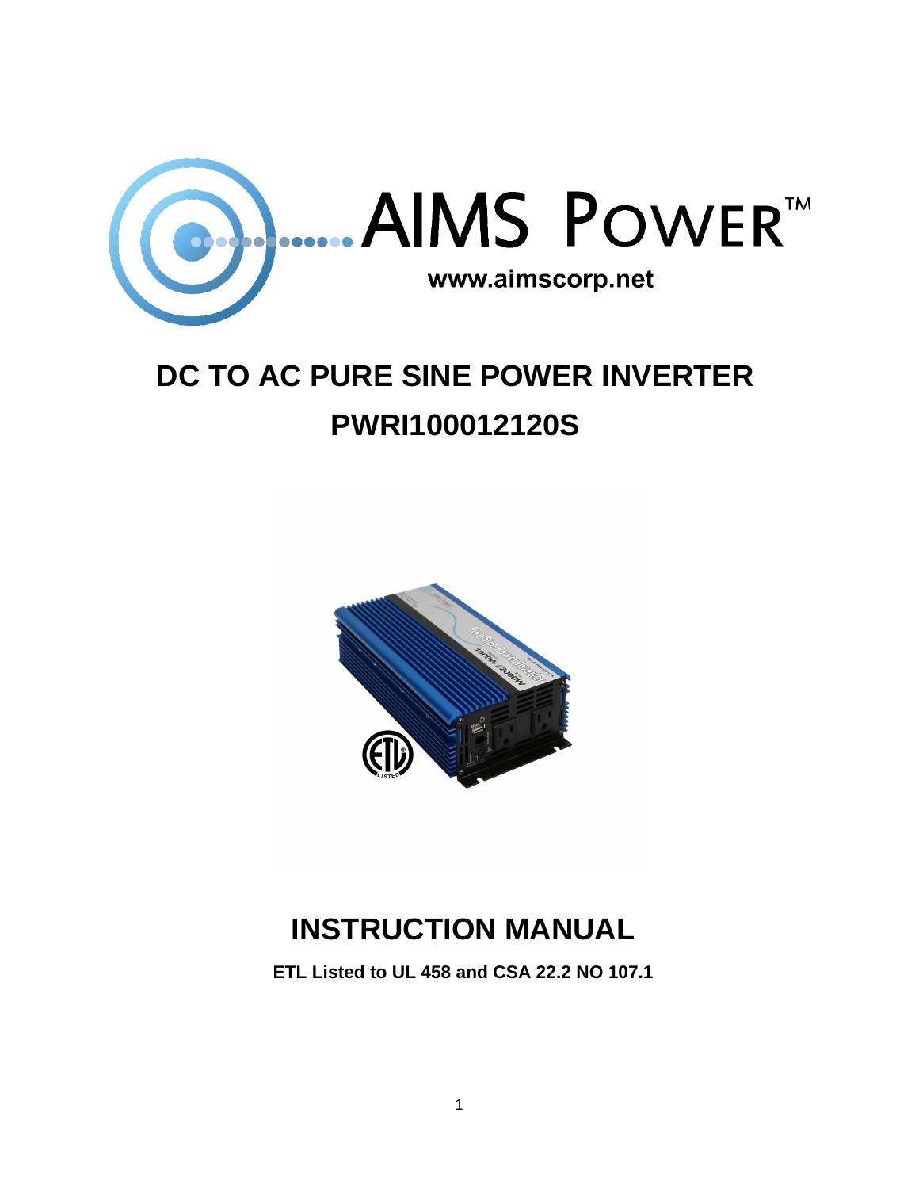AIMS POWER™

www.aimscorp.net

# DC TO AC PURE SINE POWER INVERTER

# PWRI100012120S

# INSTRUCTION MANUAL

**ETL Listed to UL 458 and CSA 22.2 NO 107.1**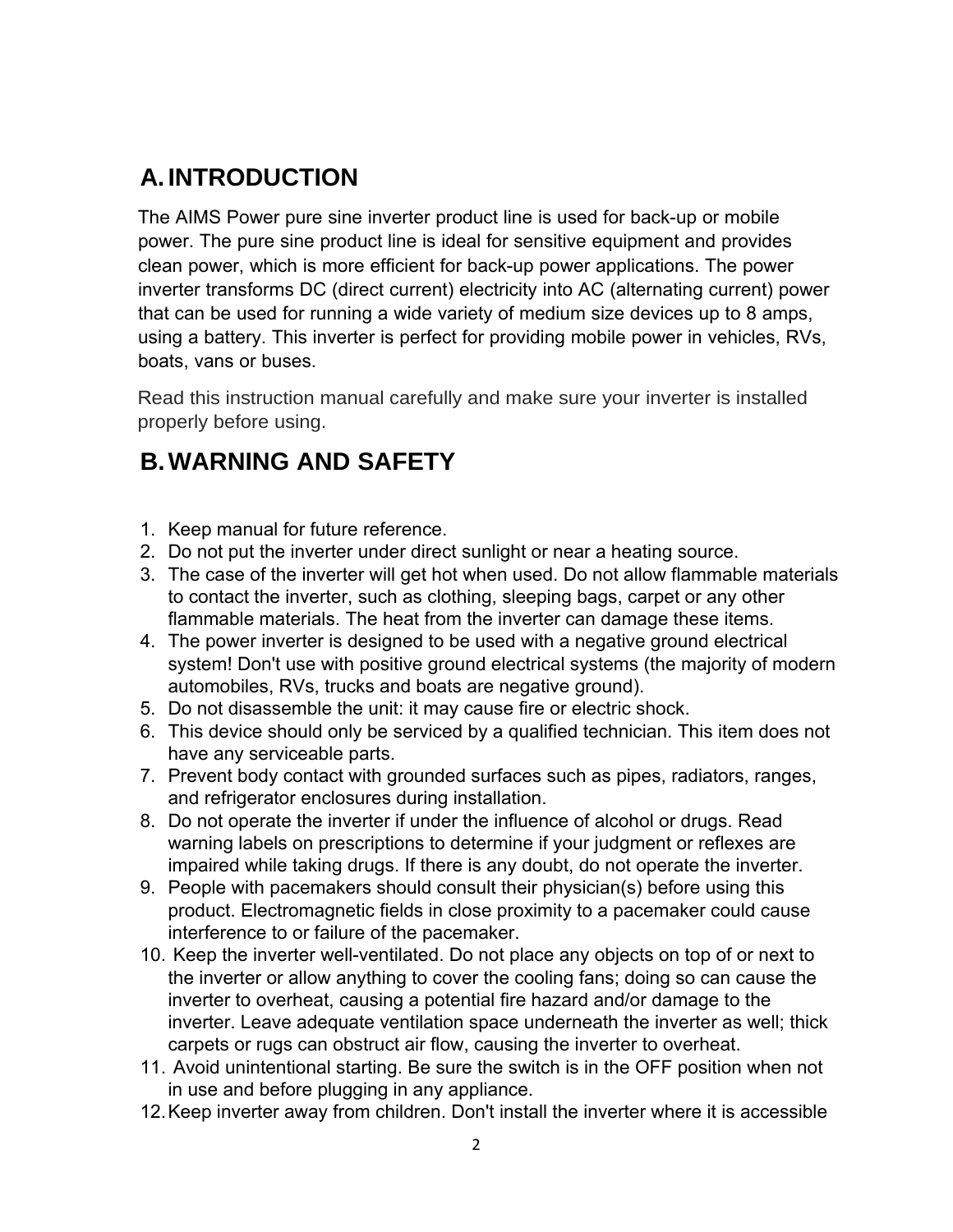## A. INTRODUCTION

The AIMS Power pure sine inverter product line is used for back-up or mobile power. The pure sine product line is ideal for sensitive equipment and provides clean power, which is more efficient for back-up power applications. The power inverter transforms DC (direct current) electricity into AC (alternating current) power that can be used for running a wide variety of medium size devices up to 8 amps, using a battery. This inverter is perfect for providing mobile power in vehicles, RVs, boats, vans or buses.

Read this instruction manual carefully and make sure your inverter is installed properly before using.

## B. WARNING AND SAFETY

1. Keep manual for future reference.
2. Do not put the inverter under direct sunlight or near a heating source.
3. The case of the inverter will get hot when used. Do not allow flammable materials to contact the inverter, such as clothing, sleeping bags, carpet or any other flammable materials. The heat from the inverter can damage these items.
4. The power inverter is designed to be used with a negative ground electrical system! Don't use with positive ground electrical systems (the majority of modern automobiles, RVs, trucks and boats are negative ground).
5. Do not disassemble the unit: it may cause fire or electric shock.
6. This device should only be serviced by a qualified technician. This item does not have any serviceable parts.
7. Prevent body contact with grounded surfaces such as pipes, radiators, ranges, and refrigerator enclosures during installation.
8. Do not operate the inverter if under the influence of alcohol or drugs. Read warning labels on prescriptions to determine if your judgment or reflexes are impaired while taking drugs. If there is any doubt, do not operate the inverter.
9. People with pacemakers should consult their physician(s) before using this product. Electromagnetic fields in close proximity to a pacemaker could cause interference to or failure of the pacemaker.
10. Keep the inverter well-ventilated. Do not place any objects on top of or next to the inverter or allow anything to cover the cooling fans; doing so can cause the inverter to overheat, causing a potential fire hazard and/or damage to the inverter. Leave adequate ventilation space underneath the inverter as well; thick carpets or rugs can obstruct air flow, causing the inverter to overheat.
11. Avoid unintentional starting. Be sure the switch is in the OFF position when not in use and before plugging in any appliance.
12. Keep inverter away from children. Don't install the inverter where it is accessible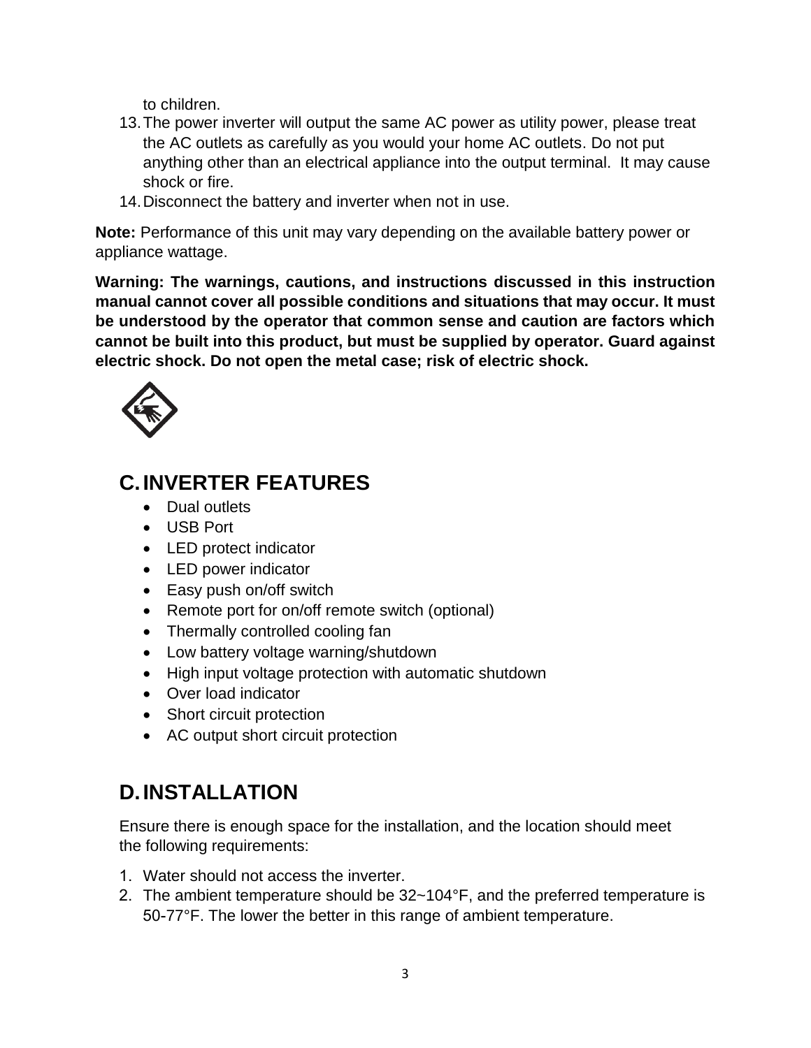to children.

13. The power inverter will output the same AC power as utility power, please treat the AC outlets as carefully as you would your home AC outlets. Do not put anything other than an electrical appliance into the output terminal. It may cause shock or fire.
14. Disconnect the battery and inverter when not in use.

**Note:** Performance of this unit may vary depending on the available battery power or appliance wattage.

**Warning: The warnings, cautions, and instructions discussed in this instruction manual cannot cover all possible conditions and situations that may occur. It must be understood by the operator that common sense and caution are factors which cannot be built into this product, but must be supplied by operator. Guard against electric shock. Do not open the metal case; risk of electric shock.**

## C. INVERTER FEATURES

- Dual outlets
- USB Port
- LED protect indicator
- LED power indicator
- Easy push on/off switch
- Remote port for on/off remote switch (optional)
- Thermally controlled cooling fan
- Low battery voltage warning/shutdown
- High input voltage protection with automatic shutdown
- Over load indicator
- Short circuit protection
- AC output short circuit protection

## D. INSTALLATION

Ensure there is enough space for the installation, and the location should meet the following requirements:

1. Water should not access the inverter.
2. The ambient temperature should be 32~104°F, and the preferred temperature is 50-77°F. The lower the better in this range of ambient temperature.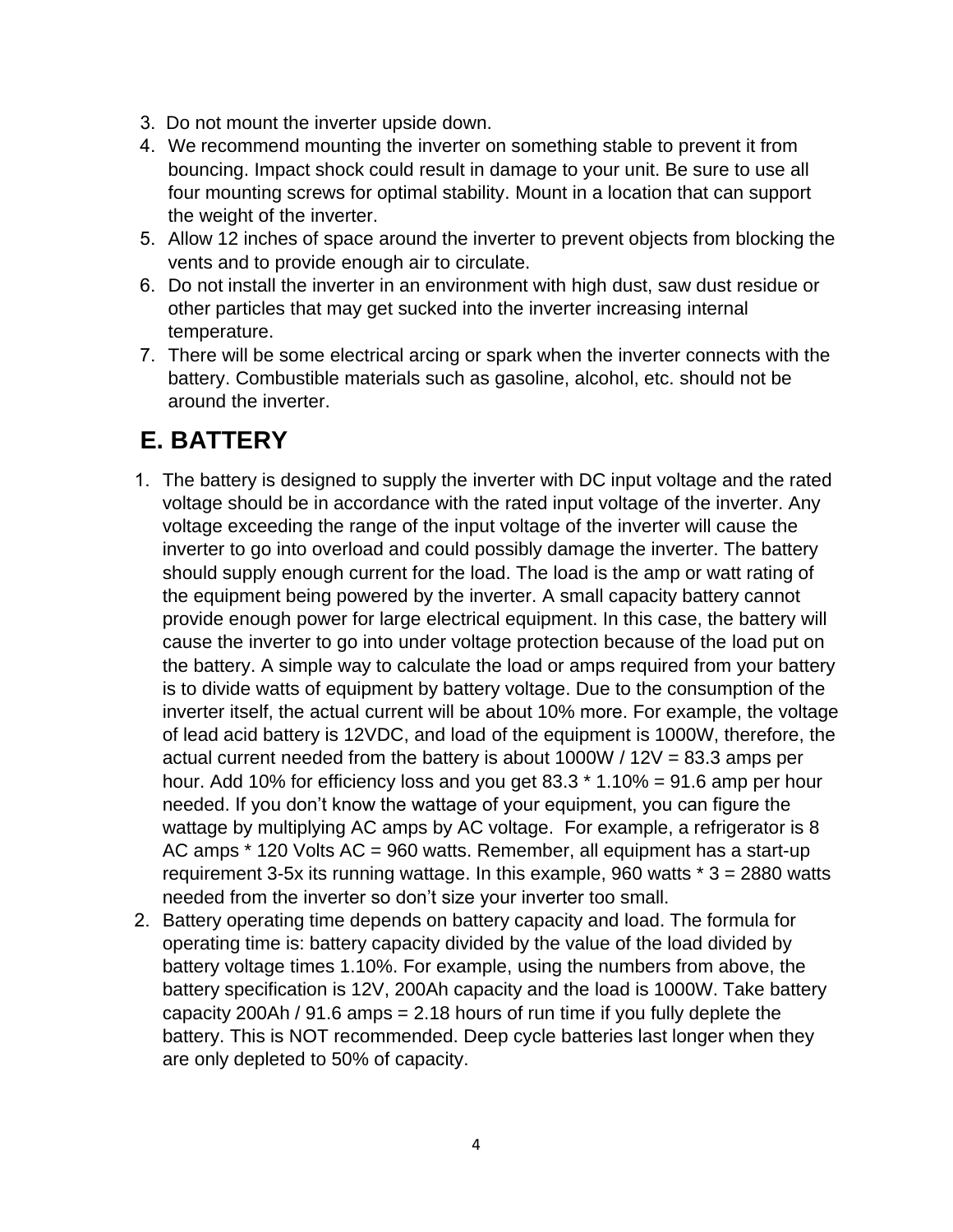3. Do not mount the inverter upside down.
4. We recommend mounting the inverter on something stable to prevent it from bouncing. Impact shock could result in damage to your unit. Be sure to use all four mounting screws for optimal stability. Mount in a location that can support the weight of the inverter.
5. Allow 12 inches of space around the inverter to prevent objects from blocking the vents and to provide enough air to circulate.
6. Do not install the inverter in an environment with high dust, saw dust residue or other particles that may get sucked into the inverter increasing internal temperature.
7. There will be some electrical arcing or spark when the inverter connects with the battery. Combustible materials such as gasoline, alcohol, etc. should not be around the inverter.

## E. BATTERY

1. The battery is designed to supply the inverter with DC input voltage and the rated voltage should be in accordance with the rated input voltage of the inverter. Any voltage exceeding the range of the input voltage of the inverter will cause the inverter to go into overload and could possibly damage the inverter. The battery should supply enough current for the load. The load is the amp or watt rating of the equipment being powered by the inverter. A small capacity battery cannot provide enough power for large electrical equipment. In this case, the battery will cause the inverter to go into under voltage protection because of the load put on the battery. A simple way to calculate the load or amps required from your battery is to divide watts of equipment by battery voltage. Due to the consumption of the inverter itself, the actual current will be about 10% more. For example, the voltage of lead acid battery is 12VDC, and load of the equipment is 1000W, therefore, the actual current needed from the battery is about 1000W / 12V = 83.3 amps per hour. Add 10% for efficiency loss and you get 83.3 * 1.10% = 91.6 amp per hour needed. If you don't know the wattage of your equipment, you can figure the wattage by multiplying AC amps by AC voltage. For example, a refrigerator is 8 AC amps * 120 Volts AC = 960 watts. Remember, all equipment has a start-up requirement 3-5x its running wattage. In this example, 960 watts * 3 = 2880 watts needed from the inverter so don't size your inverter too small.
2. Battery operating time depends on battery capacity and load. The formula for operating time is: battery capacity divided by the value of the load divided by battery voltage times 1.10%. For example, using the numbers from above, the battery specification is 12V, 200Ah capacity and the load is 1000W. Take battery capacity 200Ah / 91.6 amps = 2.18 hours of run time if you fully deplete the battery. This is NOT recommended. Deep cycle batteries last longer when they are only depleted to 50% of capacity.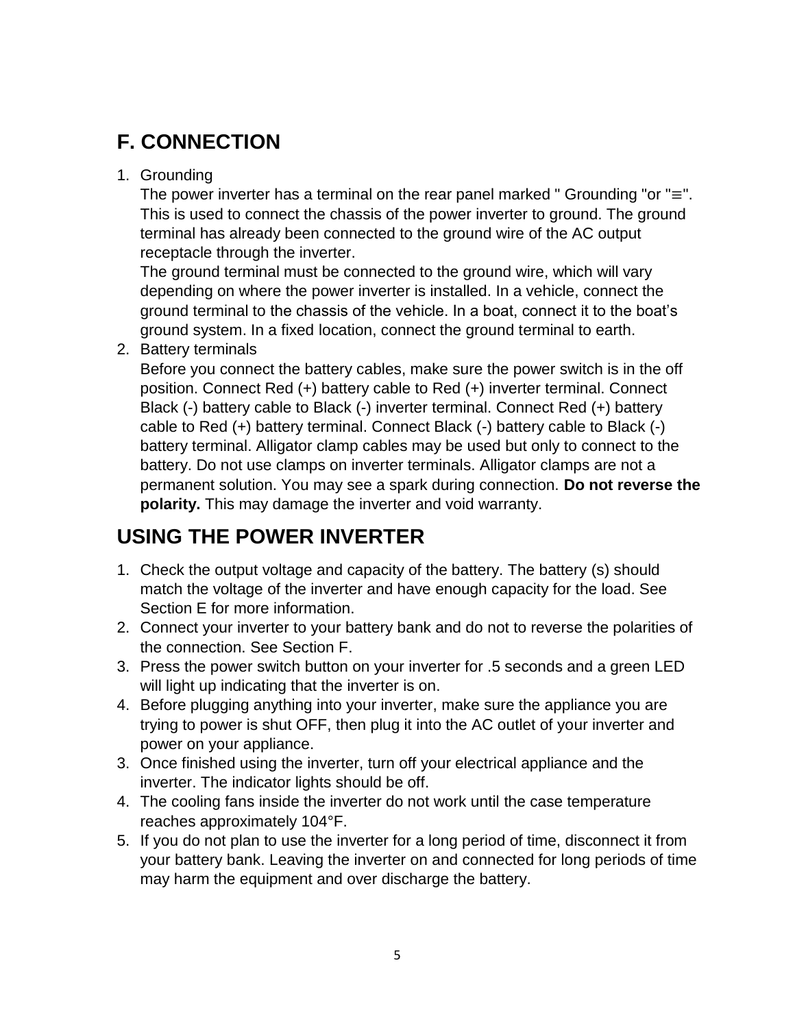## F. CONNECTION

1. Grounding
   The power inverter has a terminal on the rear panel marked " Grounding "or "≡". This is used to connect the chassis of the power inverter to ground. The ground terminal has already been connected to the ground wire of the AC output receptacle through the inverter.
   The ground terminal must be connected to the ground wire, which will vary depending on where the power inverter is installed. In a vehicle, connect the ground terminal to the chassis of the vehicle. In a boat, connect it to the boat's ground system. In a fixed location, connect the ground terminal to earth.
2. Battery terminals
   Before you connect the battery cables, make sure the power switch is in the off position. Connect Red (+) battery cable to Red (+) inverter terminal. Connect Black (-) battery cable to Black (-) inverter terminal. Connect Red (+) battery cable to Red (+) battery terminal. Connect Black (-) battery cable to Black (-) battery terminal. Alligator clamp cables may be used but only to connect to the battery. Do not use clamps on inverter terminals. Alligator clamps are not a permanent solution. You may see a spark during connection. **Do not reverse the polarity.** This may damage the inverter and void warranty.

## USING THE POWER INVERTER

1. Check the output voltage and capacity of the battery. The battery (s) should match the voltage of the inverter and have enough capacity for the load. See Section E for more information.
2. Connect your inverter to your battery bank and do not to reverse the polarities of the connection. See Section F.
3. Press the power switch button on your inverter for .5 seconds and a green LED will light up indicating that the inverter is on.
4. Before plugging anything into your inverter, make sure the appliance you are trying to power is shut OFF, then plug it into the AC outlet of your inverter and power on your appliance.

3. Once finished using the inverter, turn off your electrical appliance and the inverter. The indicator lights should be off.
4. The cooling fans inside the inverter do not work until the case temperature reaches approximately 104°F.
5. If you do not plan to use the inverter for a long period of time, disconnect it from your battery bank. Leaving the inverter on and connected for long periods of time may harm the equipment and over discharge the battery.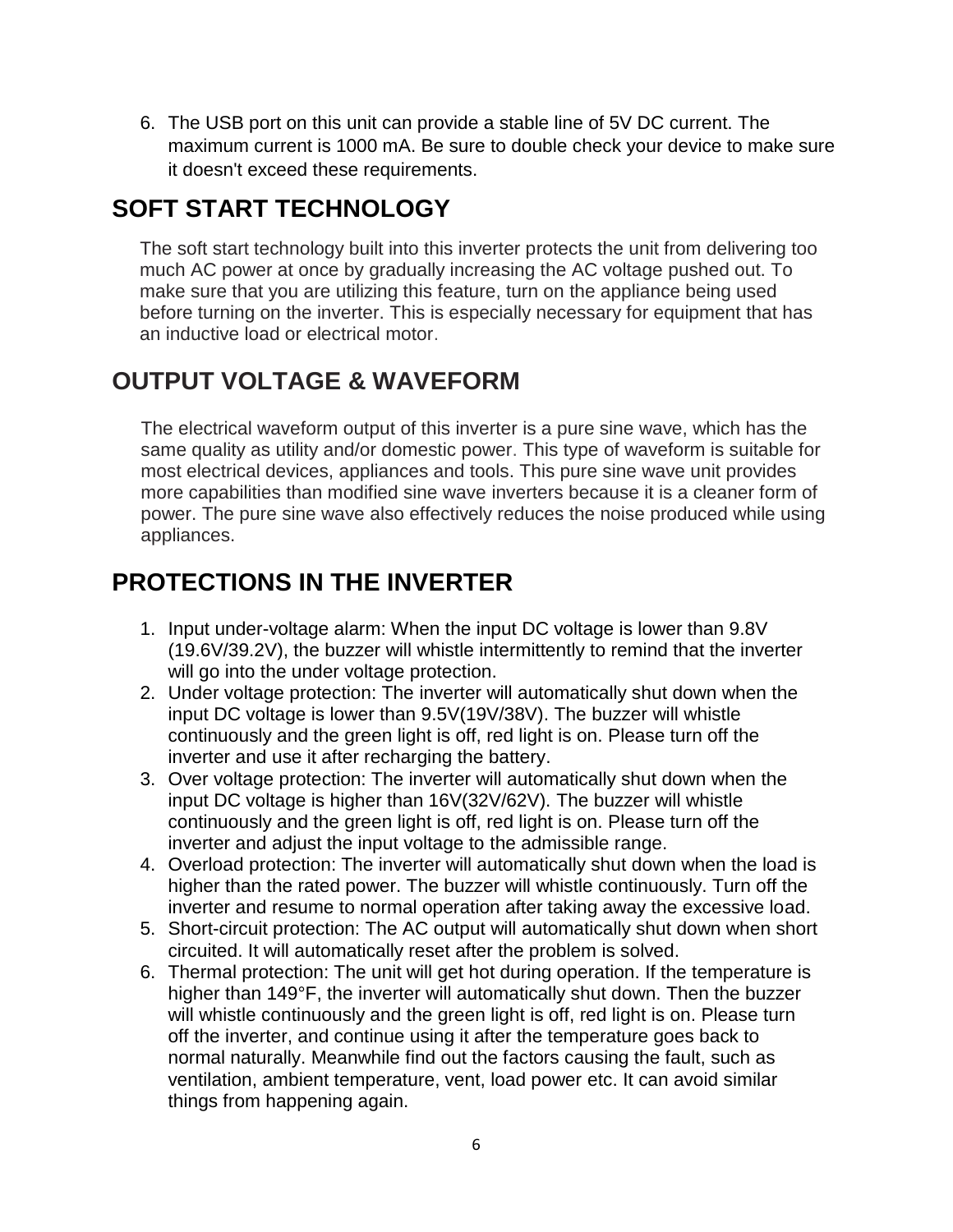6. The USB port on this unit can provide a stable line of 5V DC current. The maximum current is 1000 mA. Be sure to double check your device to make sure it doesn't exceed these requirements.

## SOFT START TECHNOLOGY

The soft start technology built into this inverter protects the unit from delivering too much AC power at once by gradually increasing the AC voltage pushed out. To make sure that you are utilizing this feature, turn on the appliance being used before turning on the inverter. This is especially necessary for equipment that has an inductive load or electrical motor.

## OUTPUT VOLTAGE & WAVEFORM

The electrical waveform output of this inverter is a pure sine wave, which has the same quality as utility and/or domestic power. This type of waveform is suitable for most electrical devices, appliances and tools. This pure sine wave unit provides more capabilities than modified sine wave inverters because it is a cleaner form of power. The pure sine wave also effectively reduces the noise produced while using appliances.

## PROTECTIONS IN THE INVERTER

1. Input under-voltage alarm: When the input DC voltage is lower than 9.8V (19.6V/39.2V), the buzzer will whistle intermittently to remind that the inverter will go into the under voltage protection.
2. Under voltage protection: The inverter will automatically shut down when the input DC voltage is lower than 9.5V(19V/38V). The buzzer will whistle continuously and the green light is off, red light is on. Please turn off the inverter and use it after recharging the battery.
3. Over voltage protection: The inverter will automatically shut down when the input DC voltage is higher than 16V(32V/62V). The buzzer will whistle continuously and the green light is off, red light is on. Please turn off the inverter and adjust the input voltage to the admissible range.
4. Overload protection: The inverter will automatically shut down when the load is higher than the rated power. The buzzer will whistle continuously. Turn off the inverter and resume to normal operation after taking away the excessive load.
5. Short-circuit protection: The AC output will automatically shut down when short circuited. It will automatically reset after the problem is solved.
6. Thermal protection: The unit will get hot during operation. If the temperature is higher than 149°F, the inverter will automatically shut down. Then the buzzer will whistle continuously and the green light is off, red light is on. Please turn off the inverter, and continue using it after the temperature goes back to normal naturally. Meanwhile find out the factors causing the fault, such as ventilation, ambient temperature, vent, load power etc. It can avoid similar things from happening again.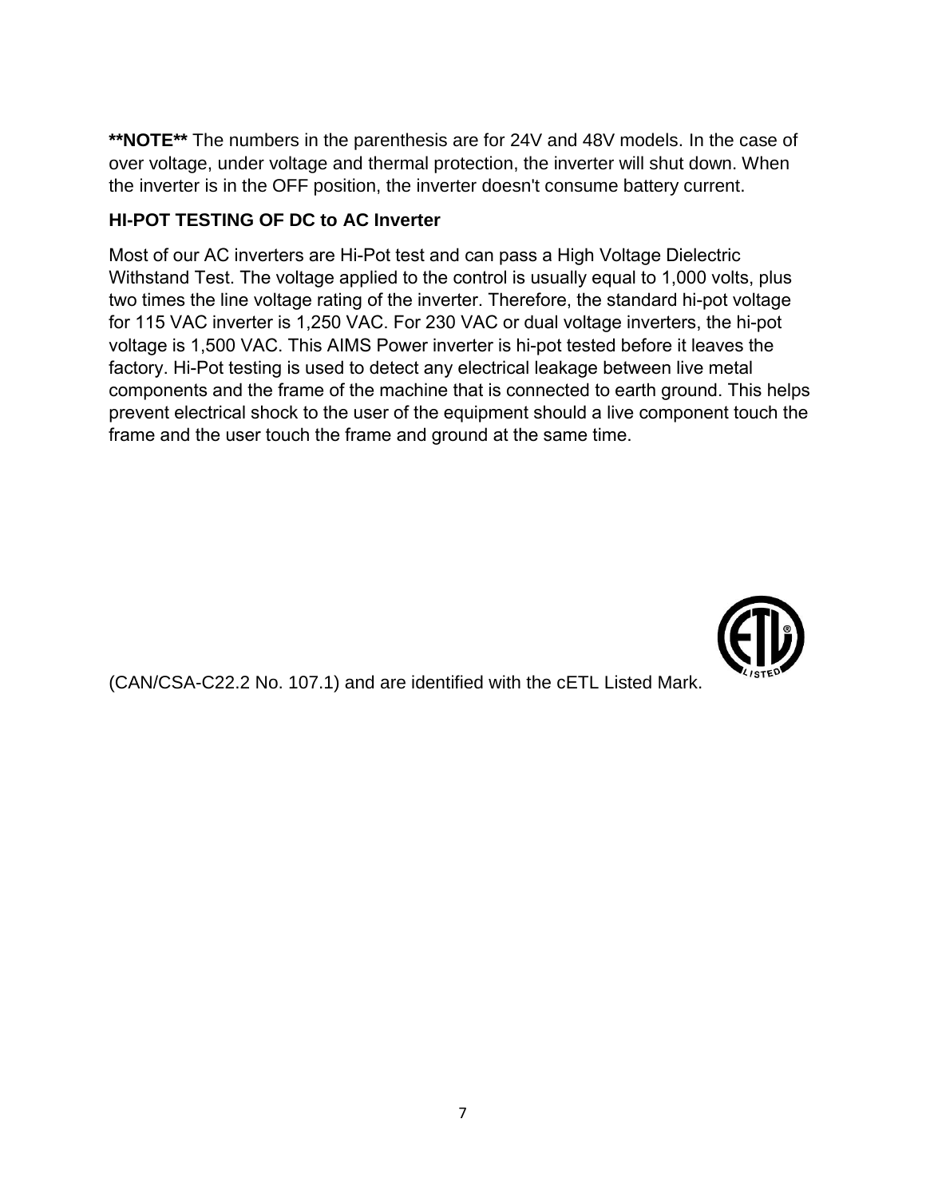**NOTE** The numbers in the parenthesis are for 24V and 48V models. In the case of over voltage, under voltage and thermal protection, the inverter will shut down. When the inverter is in the OFF position, the inverter doesn't consume battery current.

**HI-POT TESTING OF DC to AC Inverter**

Most of our AC inverters are Hi-Pot test and can pass a High Voltage Dielectric Withstand Test. The voltage applied to the control is usually equal to 1,000 volts, plus two times the line voltage rating of the inverter. Therefore, the standard hi-pot voltage for 115 VAC inverter is 1,250 VAC. For 230 VAC or dual voltage inverters, the hi-pot voltage is 1,500 VAC. This AIMS Power inverter is hi-pot tested before it leaves the factory. Hi-Pot testing is used to detect any electrical leakage between live metal components and the frame of the machine that is connected to earth ground. This helps prevent electrical shock to the user of the equipment should a live component touch the frame and the user touch the frame and ground at the same time.

(CAN/CSA-C22.2 No. 107.1) and are identified with the cETL Listed Mark.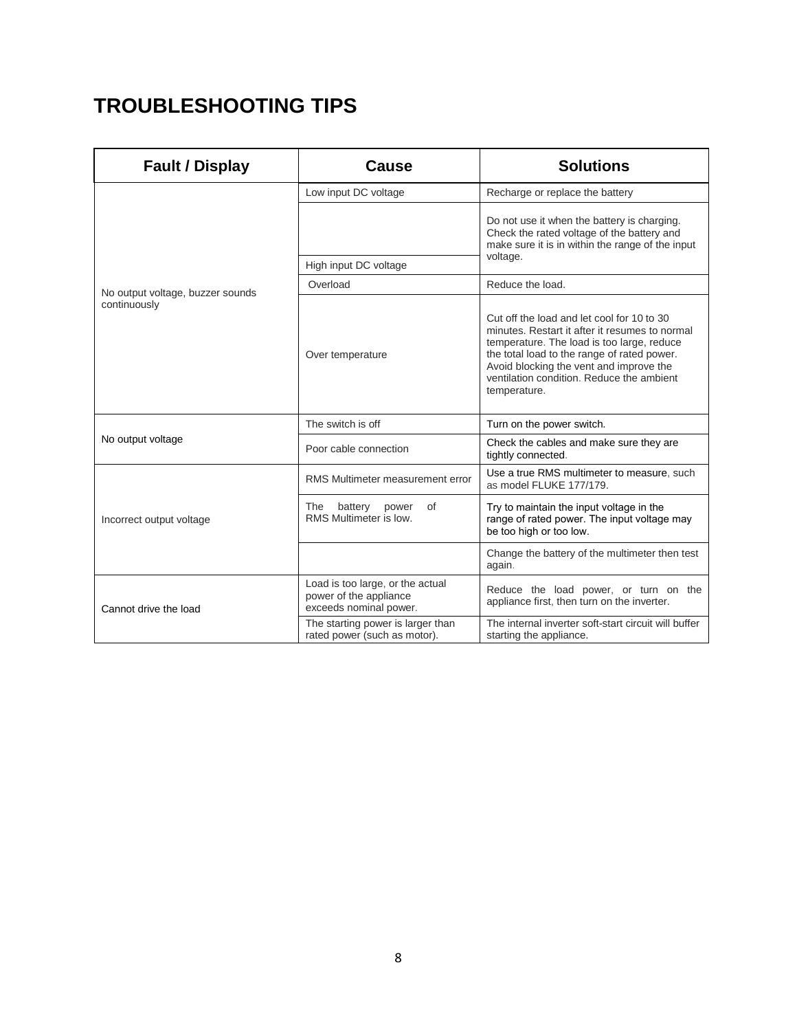# TROUBLESHOOTING TIPS

| Fault / Display | Cause | Solutions |
|---|---|---|
| No output voltage, buzzer sounds continuously | Low input DC voltage | Recharge or replace the battery |
| | | Do not use it when the battery is charging. Check the rated voltage of the battery and make sure it is in within the range of the input voltage. |
| | High input DC voltage | |
| | Overload | Reduce the load. |
| | Over temperature | Cut off the load and let cool for 10 to 30 minutes. Restart it after it resumes to normal temperature. The load is too large, reduce the total load to the range of rated power. Avoid blocking the vent and improve the ventilation condition. Reduce the ambient temperature. |
| No output voltage | The switch is off | Turn on the power switch. |
| | Poor cable connection | Check the cables and make sure they are tightly connected. |
| Incorrect output voltage | RMS Multimeter measurement error | Use a true RMS multimeter to measure, such as model FLUKE 177/179. |
| | The battery power of RMS Multimeter is low. | Try to maintain the input voltage in the range of rated power. The input voltage may be too high or too low. |
| | | Change the battery of the multimeter then test again. |
| Cannot drive the load | Load is too large, or the actual power of the appliance exceeds nominal power. | Reduce the load power, or turn on the appliance first, then turn on the inverter. |
| | The starting power is larger than rated power (such as motor). | The internal inverter soft-start circuit will buffer starting the appliance. |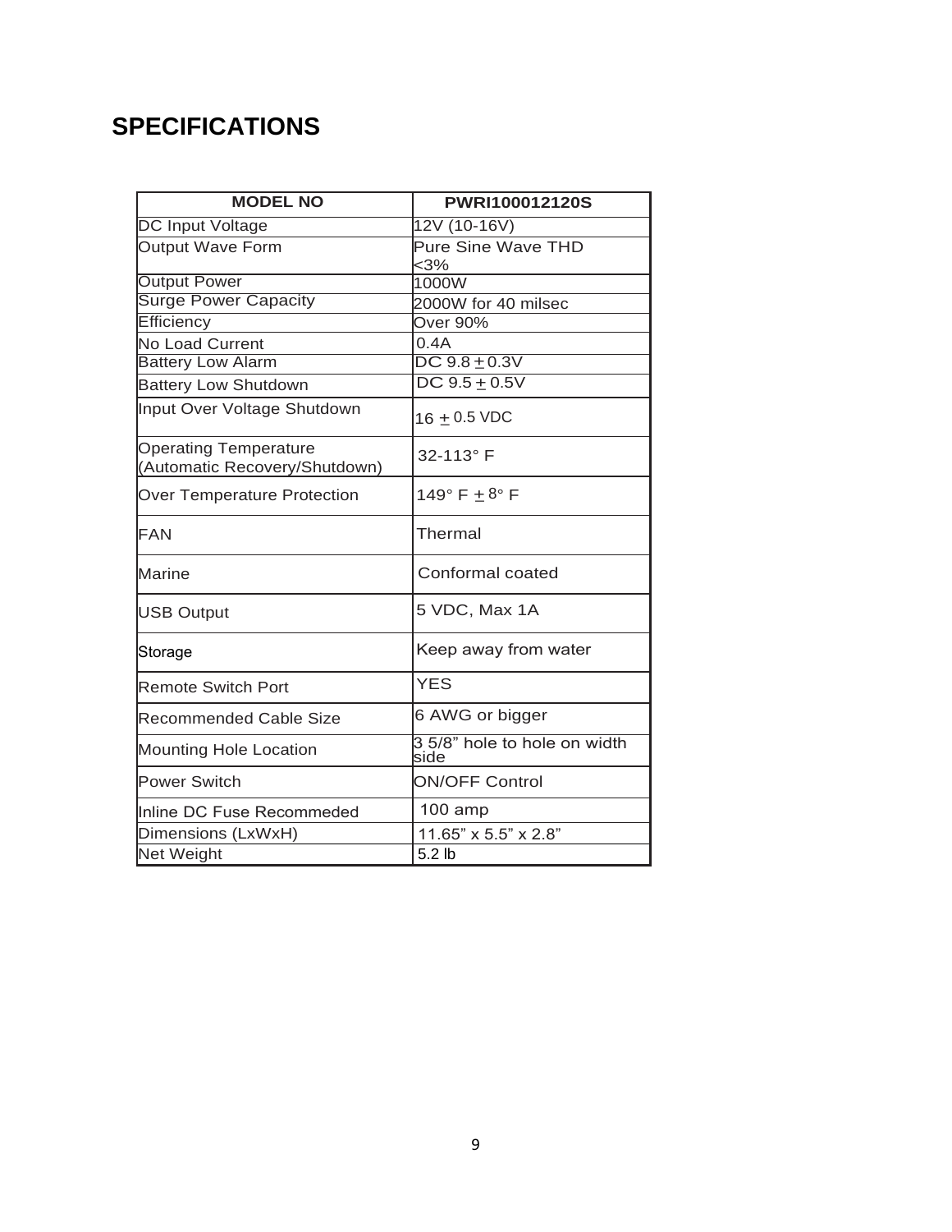# SPECIFICATIONS

| MODEL NO | PWRI100012120S |
|---|---|
| DC Input Voltage | 12V (10-16V) |
| Output Wave Form | Pure Sine Wave THD <3% |
| Output Power | 1000W |
| Surge Power Capacity | 2000W for 40 milsec |
| Efficiency | Over 90% |
| No Load Current | 0.4A |
| Battery Low Alarm | DC 9.8 ± 0.3V |
| Battery Low Shutdown | DC 9.5 ± 0.5V |
| Input Over Voltage Shutdown | 16 ± 0.5 VDC |
| Operating Temperature (Automatic Recovery/Shutdown) | 32-113° F |
| Over Temperature Protection | 149° F ± 8° F |
| FAN | Thermal |
| Marine | Conformal coated |
| USB Output | 5 VDC, Max 1A |
| Storage | Keep away from water |
| Remote Switch Port | YES |
| Recommended Cable Size | 6 AWG or bigger |
| Mounting Hole Location | 3 5/8" hole to hole on width side |
| Power Switch | ON/OFF Control |
| Inline DC Fuse Recommeded | 100 amp |
| Dimensions (LxWxH) | 11.65" x 5.5" x 2.8" |
| Net Weight | 5.2 lb |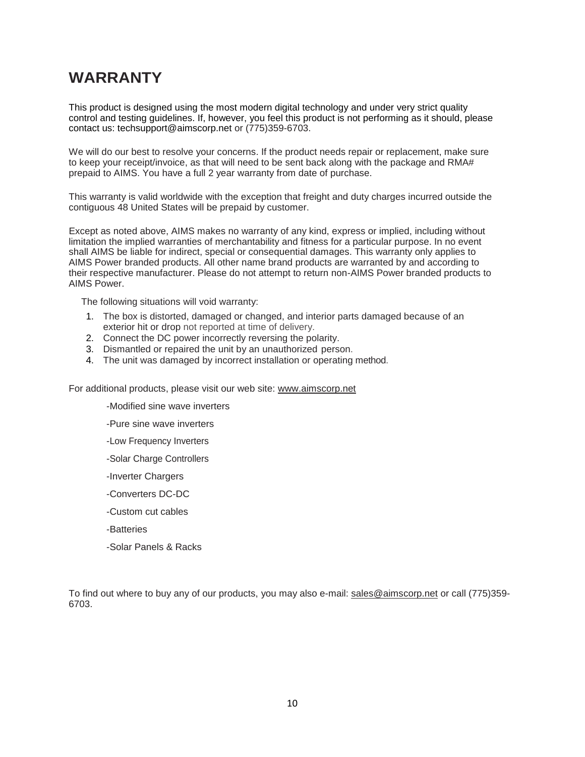# WARRANTY

This product is designed using the most modern digital technology and under very strict quality control and testing guidelines. If, however, you feel this product is not performing as it should, please contact us: techsupport@aimscorp.net or (775)359-6703.

We will do our best to resolve your concerns. If the product needs repair or replacement, make sure to keep your receipt/invoice, as that will need to be sent back along with the package and RMA# prepaid to AIMS. You have a full 2 year warranty from date of purchase.

This warranty is valid worldwide with the exception that freight and duty charges incurred outside the contiguous 48 United States will be prepaid by customer.

Except as noted above, AIMS makes no warranty of any kind, express or implied, including without limitation the implied warranties of merchantability and fitness for a particular purpose. In no event shall AIMS be liable for indirect, special or consequential damages. This warranty only applies to AIMS Power branded products. All other name brand products are warranted by and according to their respective manufacturer. Please do not attempt to return non-AIMS Power branded products to AIMS Power.

The following situations will void warranty:

1. The box is distorted, damaged or changed, and interior parts damaged because of an exterior hit or drop not reported at time of delivery.
2. Connect the DC power incorrectly reversing the polarity.
3. Dismantled or repaired the unit by an unauthorized person.
4. The unit was damaged by incorrect installation or operating method.

For additional products, please visit our web site: www.aimscorp.net

-Modified sine wave inverters

-Pure sine wave inverters

-Low Frequency Inverters

-Solar Charge Controllers

-Inverter Chargers

-Converters DC-DC

-Custom cut cables

-Batteries

-Solar Panels & Racks

To find out where to buy any of our products, you may also e-mail: sales@aimscorp.net or call (775)359-6703.